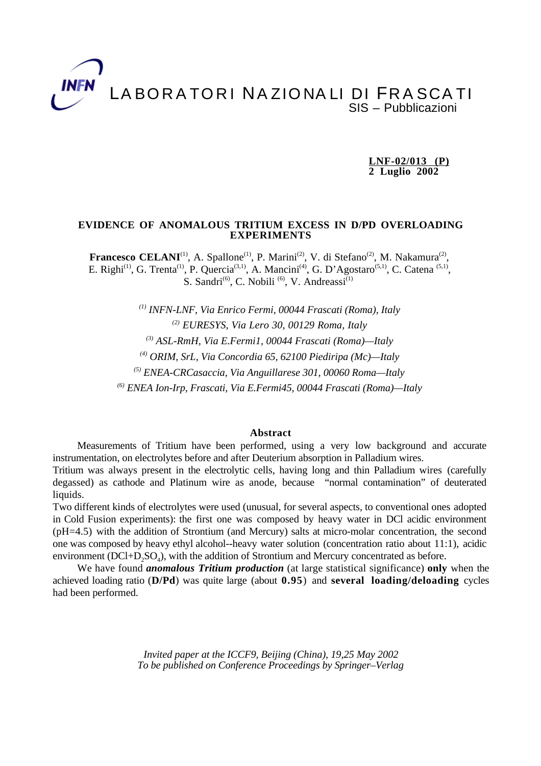INFN LABORATORI NAZIONALI DI FRASCATI
SIS – Pubblicazioni

**LNF-02/013 (P)**
**2 Luglio 2002**

# EVIDENCE OF ANOMALOUS TRITIUM EXCESS IN D/PD OVERLOADING EXPERIMENTS

**Francesco CELANI**[1], A. Spallone[1], P. Marini[2], V. di Stefano[2], M. Nakamura[2], E. Righi[1], G. Trenta[1], P. Quercia[3,1], A. Mancini[4], G. D'Agostaro[5,1], C. Catena [5,1], S. Sandri[6], C. Nobili [6], V. Andreassi[1]

*[1] INFN-LNF, Via Enrico Fermi, 00044 Frascati (Roma), Italy*
*[2] EURESYS, Via Lero 30, 00129 Roma, Italy*
*[3] ASL-RmH, Via E.Fermi1, 00044 Frascati (Roma)—Italy*
*[4] ORIM, SrL, Via Concordia 65, 62100 Piediripa (Mc)—Italy*
*[5] ENEA-CRCasaccia, Via Anguillarese 301, 00060 Roma—Italy*
*[6] ENEA Ion-Irp, Frascati, Via E.Fermi45, 00044 Frascati (Roma)—Italy*

## Abstract

Measurements of Tritium have been performed, using a very low background and accurate instrumentation, on electrolytes before and after Deuterium absorption in Palladium wires.
Tritium was always present in the electrolytic cells, having long and thin Palladium wires (carefully degassed) as cathode and Platinum wire as anode, because "normal contamination" of deuterated liquids.
Two different kinds of electrolytes were used (unusual, for several aspects, to conventional ones adopted in Cold Fusion experiments): the first one was composed by heavy water in DCl acidic environment (pH=4.5) with the addition of Strontium (and Mercury) salts at micro-molar concentration, the second one was composed by heavy ethyl alcohol--heavy water solution (concentration ratio about 11:1), acidic environment ($DCl+D_2SO_4$), with the addition of Strontium and Mercury concentrated as before.

We have found ***anomalous Tritium production*** (at large statistical significance) **only** when the achieved loading ratio (**D/Pd**) was quite large (about **0.95**) and **several loading/deloading** cycles had been performed.

*Invited paper at the ICCF9, Beijing (China), 19,25 May 2002*
*To be published on Conference Proceedings by Springer–Verlag*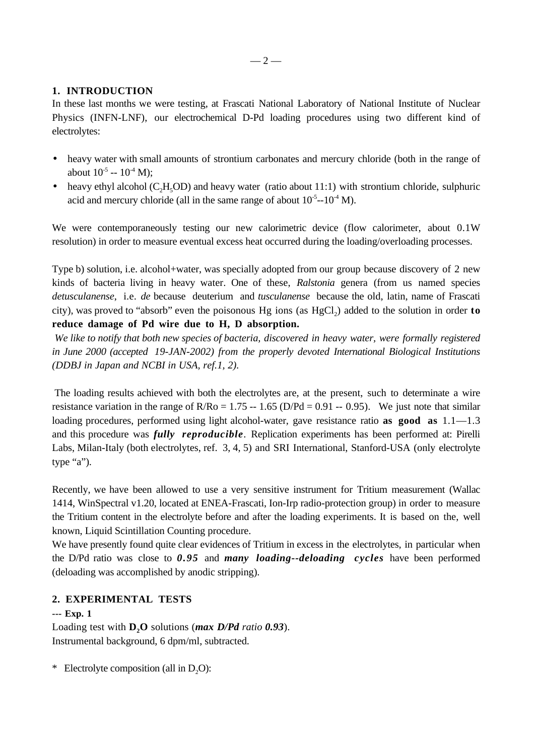## 1. INTRODUCTION

In these last months we were testing, at Frascati National Laboratory of National Institute of Nuclear Physics (INFN-LNF), our electrochemical D-Pd loading procedures using two different kind of electrolytes:

- heavy water with small amounts of strontium carbonates and mercury chloride (both in the range of about $10^{-5}$ -- $10^{-4}$ M);
- heavy ethyl alcohol ($C_2H_5OD$) and heavy water (ratio about 11:1) with strontium chloride, sulphuric acid and mercury chloride (all in the same range of about $10^{-5}$--$10^{-4}$ M).

We were contemporaneously testing our new calorimetric device (flow calorimeter, about 0.1W resolution) in order to measure eventual excess heat occurred during the loading/overloading processes.

Type b) solution, i.e. alcohol+water, was specially adopted from our group because discovery of 2 new kinds of bacteria living in heavy water. One of these, *Ralstonia* genera (from us named species *detusculanense*, i.e. *de* because deuterium and *tusculanense* because the old, latin, name of Frascati city), was proved to "absorb" even the poisonous Hg ions (as $HgCl_2$) added to the solution in order **to reduce damage of Pd wire due to H, D absorption.**

*We like to notify that both new species of bacteria, discovered in heavy water, were formally registered in June 2000 (accepted 19-JAN-2002) from the properly devoted International Biological Institutions (DDBJ in Japan and NCBI in USA, ref.1, 2).*

The loading results achieved with both the electrolytes are, at the present, such to determinate a wire resistance variation in the range of R/Ro = 1.75 -- 1.65 (D/Pd = 0.91 -- 0.95). We just note that similar loading procedures, performed using light alcohol-water, gave resistance ratio **as good as** 1.1—1.3 and this procedure was ***fully reproducible***. Replication experiments has been performed at: Pirelli Labs, Milan-Italy (both electrolytes, ref. 3, 4, 5) and SRI International, Stanford-USA (only electrolyte type "a").

Recently, we have been allowed to use a very sensitive instrument for Tritium measurement (Wallac 1414, WinSpectral v1.20, located at ENEA-Frascati, Ion-Irp radio-protection group) in order to measure the Tritium content in the electrolyte before and after the loading experiments. It is based on the, well known, Liquid Scintillation Counting procedure.

We have presently found quite clear evidences of Tritium in excess in the electrolytes, in particular when the D/Pd ratio was close to ***0.95*** and ***many loading--deloading cycles*** have been performed (deloading was accomplished by anodic stripping).

## 2. EXPERIMENTAL TESTS

**--- Exp. 1**

Loading test with $\mathbf{D_2O}$ solutions (***max D/Pd** ratio **0.93***).
Instrumental background, 6 dpm/ml, subtracted.

\* Electrolyte composition (all in $D_2O$):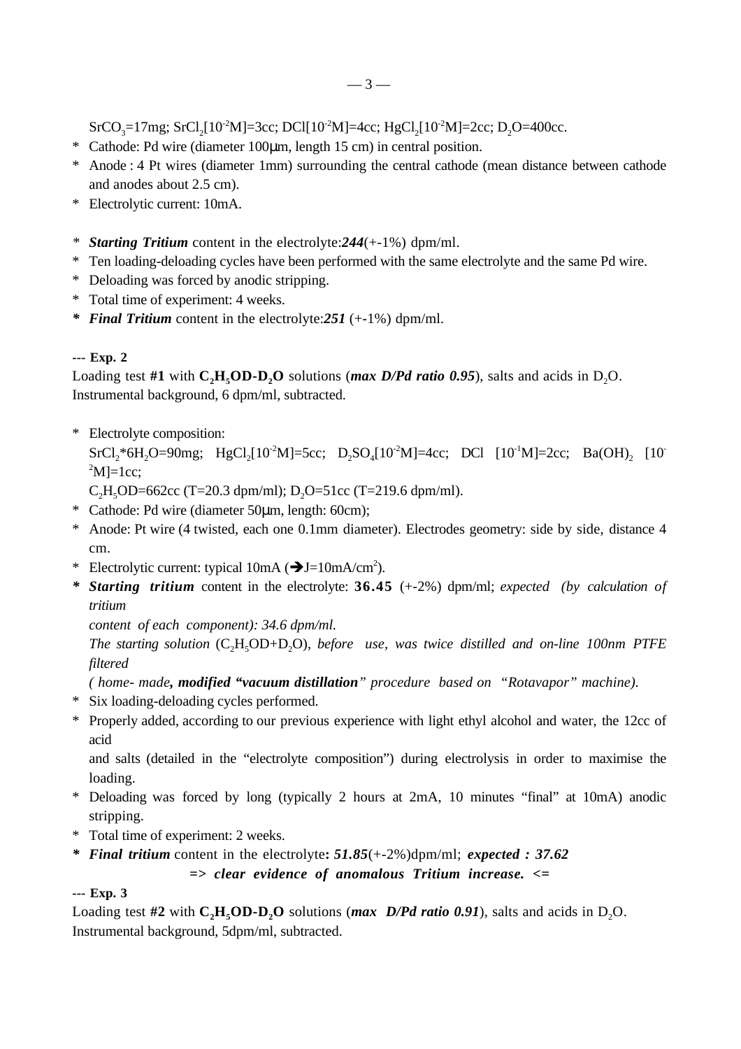$SrCO_3$=17mg; $SrCl_2[10^{-2}M]$=3cc; $DCl[10^{-2}M]$=4cc; $HgCl_2[10^{-2}M]$=2cc; $D_2O$=400cc.

* Cathode: Pd wire (diameter 100μm, length 15 cm) in central position.
* Anode : 4 Pt wires (diameter 1mm) surrounding the central cathode (mean distance between cathode and anodes about 2.5 cm).
* Electrolytic current: 10mA.

* ***Starting Tritium*** content in the electrolyte:***244***(+-1%) dpm/ml.
* Ten loading-deloading cycles have been performed with the same electrolyte and the same Pd wire.
* Deloading was forced by anodic stripping.
* Total time of experiment: 4 weeks.
* ***Final Tritium*** content in the electrolyte:***251*** (+-1%) dpm/ml.

**--- Exp. 2**

Loading test **#1** with $\mathbf{C_2H_5OD\text{-}D_2O}$ solutions (***max D/Pd ratio 0.95***), salts and acids in $D_2O$. Instrumental background, 6 dpm/ml, subtracted.

* Electrolyte composition:
  $SrCl_2*6H_2O$=90mg; $HgCl_2[10^{-2}M]$=5cc; $D_2SO_4[10^{-2}M]$=4cc; DCl $[10^{-1}M]$=2cc; $Ba(OH)_2$ $[10^{-2}M]$=1cc;
  $C_2H_5OD$=662cc (T=20.3 dpm/ml); $D_2O$=51cc (T=219.6 dpm/ml).
* Cathode: Pd wire (diameter 50μm, length: 60cm);
* Anode: Pt wire (4 twisted, each one 0.1mm diameter). Electrodes geometry: side by side, distance 4 cm.
* Electrolytic current: typical 10mA (➔J=10mA/cm$^2$).
* ***Starting tritium*** content in the electrolyte: **36.45** (+-2%) dpm/ml; *expected (by calculation of tritium content of each component): 34.6 dpm/ml.*
  *The starting solution* ($C_2H_5OD+D_2O$), *before use, was twice distilled and on-line 100nm PTFE filtered*
  *( home- made**, modified "vacuum distillation**" procedure based on "Rotavapor" machine).*
* Six loading-deloading cycles performed.
* Properly added, according to our previous experience with light ethyl alcohol and water, the 12cc of acid and salts (detailed in the "electrolyte composition") during electrolysis in order to maximise the loading.
* Deloading was forced by long (typically 2 hours at 2mA, 10 minutes "final" at 10mA) anodic stripping.
* Total time of experiment: 2 weeks.
* ***Final tritium*** content in the electrolyte**:** ***51.85***(+-2%)dpm/ml; ***expected : 37.62***

  ***=> clear evidence of anomalous Tritium increase. <=***

**--- Exp. 3**

Loading test **#2** with $\mathbf{C_2H_5OD\text{-}D_2O}$ solutions (***max D/Pd ratio 0.91***), salts and acids in $D_2O$. Instrumental background, 5dpm/ml, subtracted.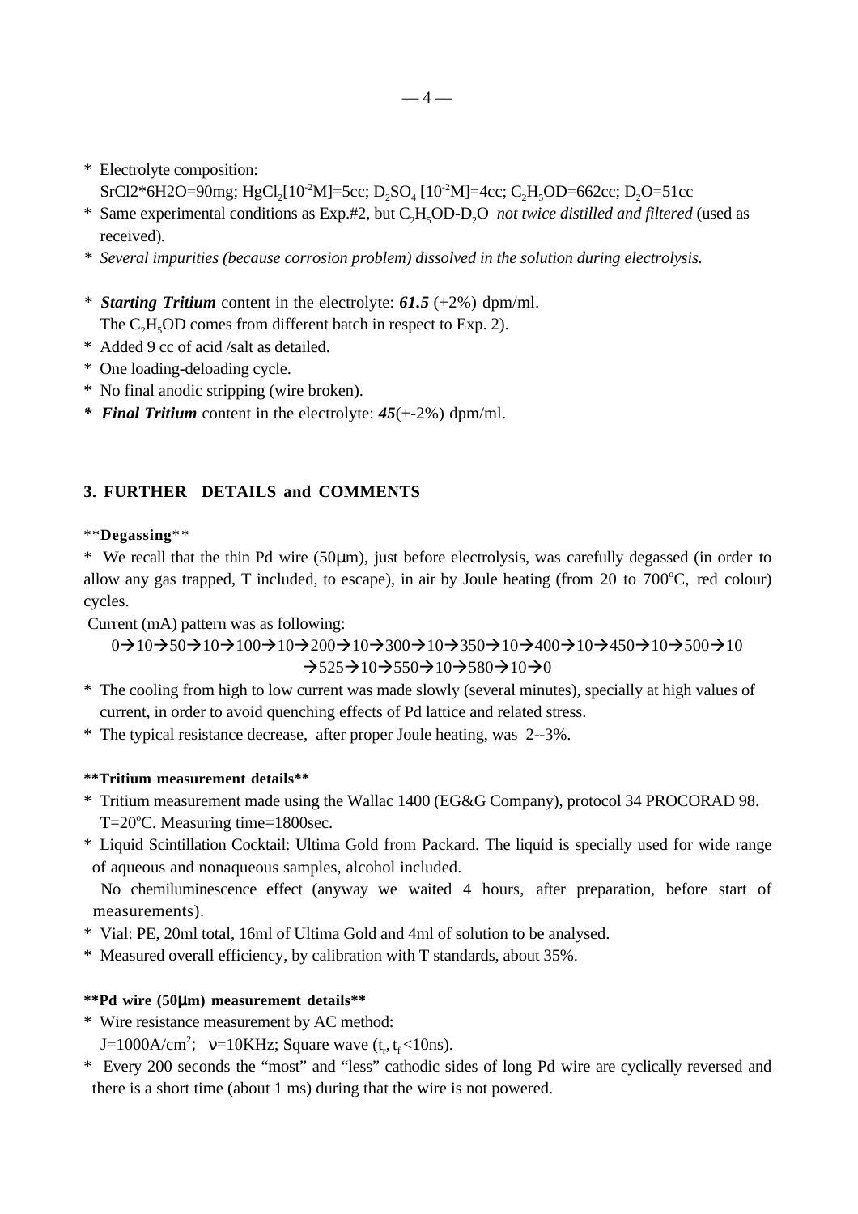* Electrolyte composition:
  SrCl2*6H2O=90mg; $HgCl_2[10^{-2}M]$=5cc; $D_2SO_4$ $[10^{-2}M]$=4cc; $C_2H_5OD$=662cc; $D_2O$=51cc
* Same experimental conditions as Exp.#2, but $C_2H_5OD$-$D_2O$ *not twice distilled and filtered* (used as received).
* *Several impurities (because corrosion problem) dissolved in the solution during electrolysis.*

* ***Starting Tritium*** content in the electrolyte: ***61.5*** (+2%) dpm/ml.
  The $C_2H_5OD$ comes from different batch in respect to Exp. 2).
* Added 9 cc of acid /salt as detailed.
* One loading-deloading cycle.
* No final anodic stripping (wire broken).
* ***Final Tritium*** content in the electrolyte: ***45***(+-2%) dpm/ml.

## 3. FURTHER DETAILS and COMMENTS

**Degassing**

* We recall that the thin Pd wire (50μm), just before electrolysis, was carefully degassed (in order to allow any gas trapped, T included, to escape), in air by Joule heating (from 20 to 700°C, red colour) cycles.

Current (mA) pattern was as following:

0→10→50→10→100→10→200→10→300→10→350→10→400→10→450→10→500→10 →525→10→550→10→580→10→0

* The cooling from high to low current was made slowly (several minutes), specially at high values of current, in order to avoid quenching effects of Pd lattice and related stress.
* The typical resistance decrease, after proper Joule heating, was 2--3%.

**Tritium measurement details**

* Tritium measurement made using the Wallac 1400 (EG&G Company), protocol 34 PROCORAD 98. T=20°C. Measuring time=1800sec.
* Liquid Scintillation Cocktail: Ultima Gold from Packard. The liquid is specially used for wide range of aqueous and nonaqueous samples, alcohol included.
  No chemiluminescence effect (anyway we waited 4 hours, after preparation, before start of measurements).
* Vial: PE, 20ml total, 16ml of Ultima Gold and 4ml of solution to be analysed.
* Measured overall efficiency, by calibration with T standards, about 35%.

**Pd wire (50μm) measurement details**

* Wire resistance measurement by AC method:
  J=1000A/cm$^2$; $\nu$=10KHz; Square wave ($t_r$, $t_f$ <10ns).
* Every 200 seconds the "most" and "less" cathodic sides of long Pd wire are cyclically reversed and there is a short time (about 1 ms) during that the wire is not powered.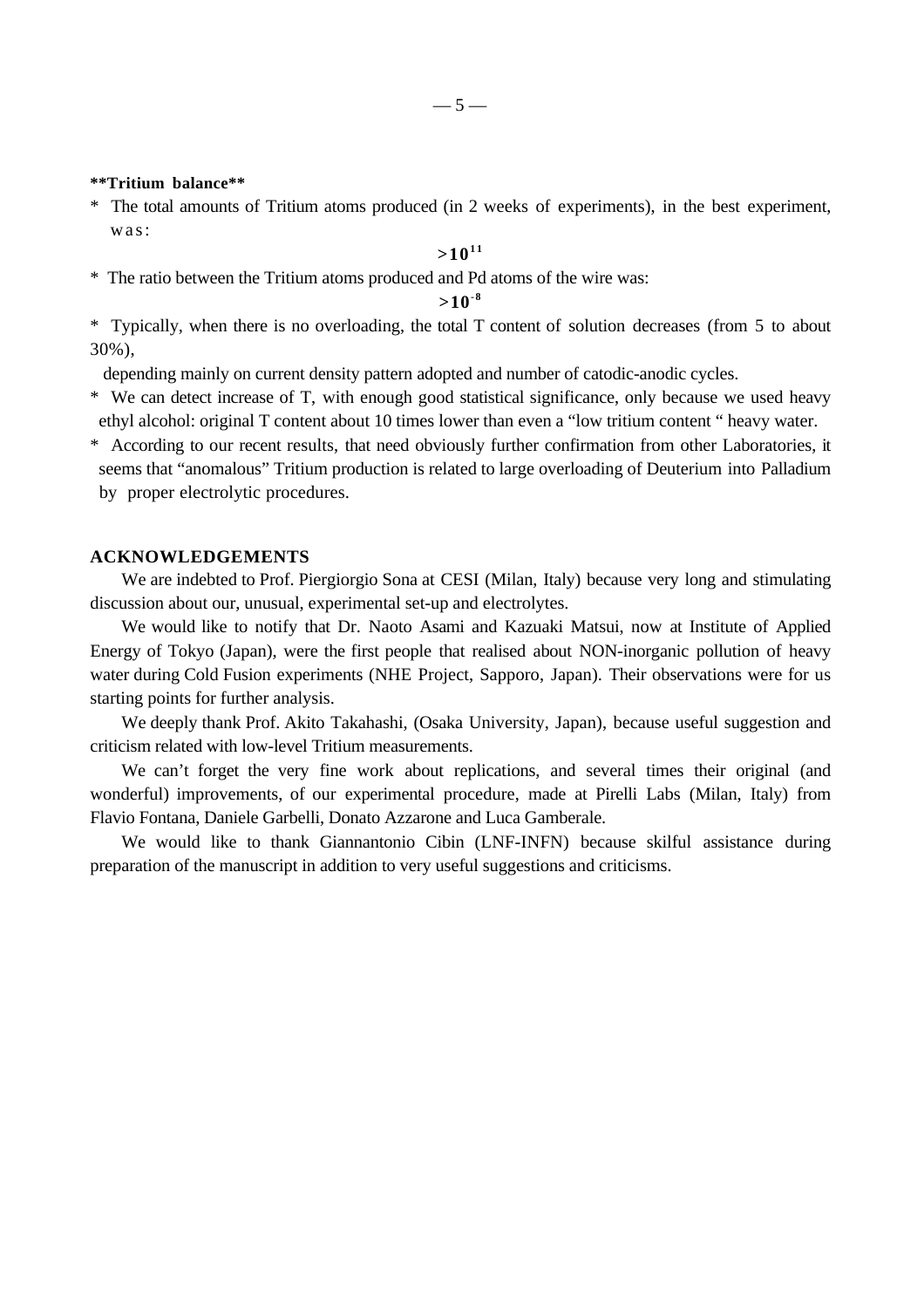**Tritium balance**

* The total amounts of Tritium atoms produced (in 2 weeks of experiments), in the best experiment, was:

$$>10^{11}$$

* The ratio between the Tritium atoms produced and Pd atoms of the wire was:

$$>10^{-8}$$

* Typically, when there is no overloading, the total T content of solution decreases (from 5 to about 30%),

  depending mainly on current density pattern adopted and number of catodic-anodic cycles.

* We can detect increase of T, with enough good statistical significance, only because we used heavy ethyl alcohol: original T content about 10 times lower than even a "low tritium content " heavy water.

* According to our recent results, that need obviously further confirmation from other Laboratories, it seems that "anomalous" Tritium production is related to large overloading of Deuterium into Palladium by proper electrolytic procedures.

## ACKNOWLEDGEMENTS

We are indebted to Prof. Piergiorgio Sona at CESI (Milan, Italy) because very long and stimulating discussion about our, unusual, experimental set-up and electrolytes.

We would like to notify that Dr. Naoto Asami and Kazuaki Matsui, now at Institute of Applied Energy of Tokyo (Japan), were the first people that realised about NON-inorganic pollution of heavy water during Cold Fusion experiments (NHE Project, Sapporo, Japan). Their observations were for us starting points for further analysis.

We deeply thank Prof. Akito Takahashi, (Osaka University, Japan), because useful suggestion and criticism related with low-level Tritium measurements.

We can't forget the very fine work about replications, and several times their original (and wonderful) improvements, of our experimental procedure, made at Pirelli Labs (Milan, Italy) from Flavio Fontana, Daniele Garbelli, Donato Azzarone and Luca Gamberale.

We would like to thank Giannantonio Cibin (LNF-INFN) because skilful assistance during preparation of the manuscript in addition to very useful suggestions and criticisms.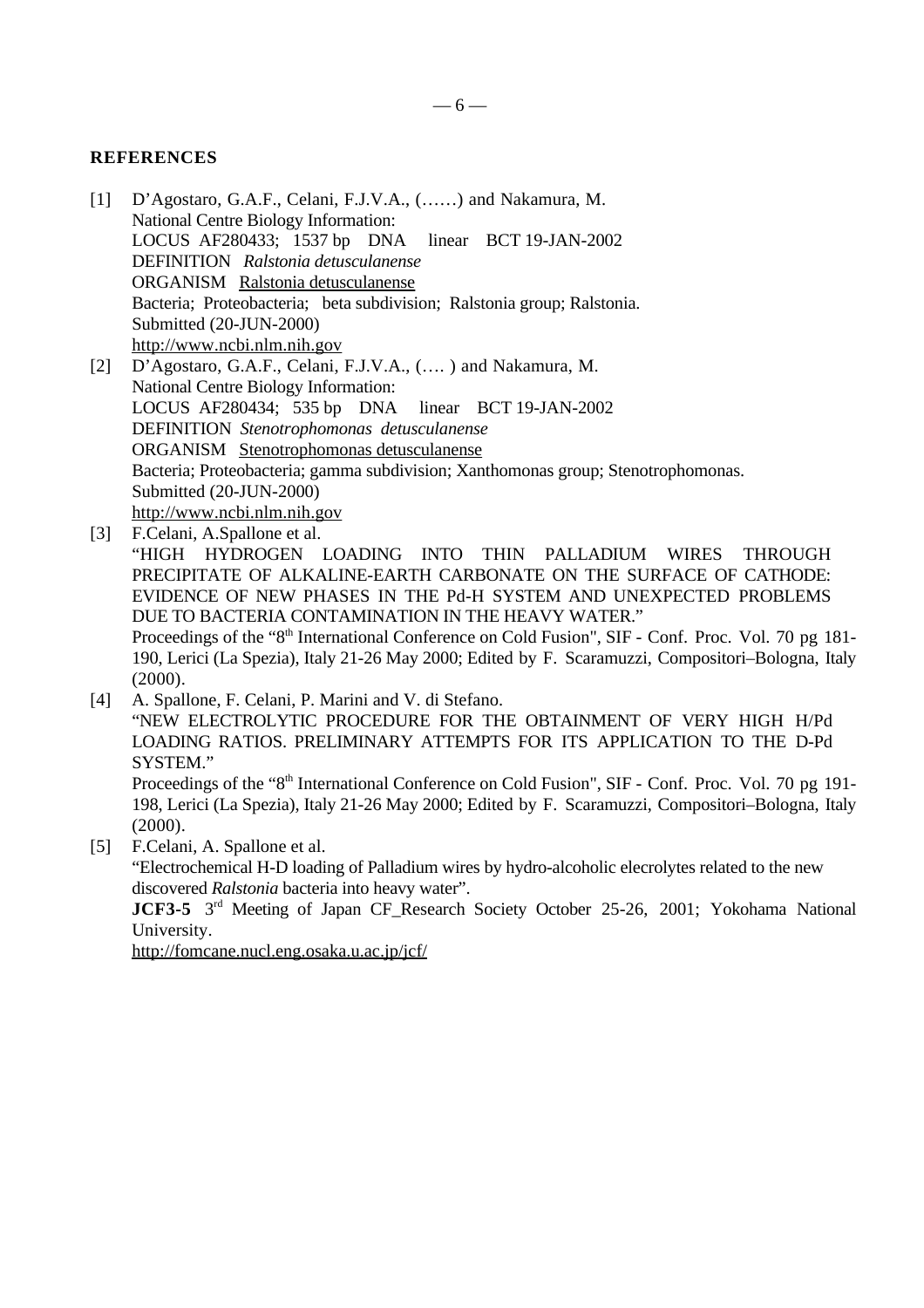## REFERENCES

[1] D'Agostaro, G.A.F., Celani, F.J.V.A., (……) and Nakamura, M.
National Centre Biology Information:
LOCUS AF280433; 1537 bp DNA linear BCT 19-JAN-2002
DEFINITION *Ralstonia detusculanense*
ORGANISM Ralstonia detusculanense
Bacteria; Proteobacteria; beta subdivision; Ralstonia group; Ralstonia.
Submitted (20-JUN-2000)
http://www.ncbi.nlm.nih.gov

[2] D'Agostaro, G.A.F., Celani, F.J.V.A., (…. ) and Nakamura, M.
National Centre Biology Information:
LOCUS AF280434; 535 bp DNA linear BCT 19-JAN-2002
DEFINITION *Stenotrophomonas detusculanense*
ORGANISM Stenotrophomonas detusculanense
Bacteria; Proteobacteria; gamma subdivision; Xanthomonas group; Stenotrophomonas.
Submitted (20-JUN-2000)
http://www.ncbi.nlm.nih.gov

[3] F.Celani, A.Spallone et al.
"HIGH HYDROGEN LOADING INTO THIN PALLADIUM WIRES THROUGH PRECIPITATE OF ALKALINE-EARTH CARBONATE ON THE SURFACE OF CATHODE: EVIDENCE OF NEW PHASES IN THE Pd-H SYSTEM AND UNEXPECTED PROBLEMS DUE TO BACTERIA CONTAMINATION IN THE HEAVY WATER."
Proceedings of the "8th International Conference on Cold Fusion", SIF - Conf. Proc. Vol. 70 pg 181-190, Lerici (La Spezia), Italy 21-26 May 2000; Edited by F. Scaramuzzi, Compositori–Bologna, Italy (2000).

[4] A. Spallone, F. Celani, P. Marini and V. di Stefano.
"NEW ELECTROLYTIC PROCEDURE FOR THE OBTAINMENT OF VERY HIGH H/Pd LOADING RATIOS. PRELIMINARY ATTEMPTS FOR ITS APPLICATION TO THE D-Pd SYSTEM."
Proceedings of the "8th International Conference on Cold Fusion", SIF - Conf. Proc. Vol. 70 pg 191-198, Lerici (La Spezia), Italy 21-26 May 2000; Edited by F. Scaramuzzi, Compositori–Bologna, Italy (2000).

[5] F.Celani, A. Spallone et al.
"Electrochemical H-D loading of Palladium wires by hydro-alcoholic elecrolytes related to the new discovered *Ralstonia* bacteria into heavy water".
**JCF3-5** 3rd Meeting of Japan CF_Research Society October 25-26, 2001; Yokohama National University.
http://fomcane.nucl.eng.osaka.u.ac.jp/jcf/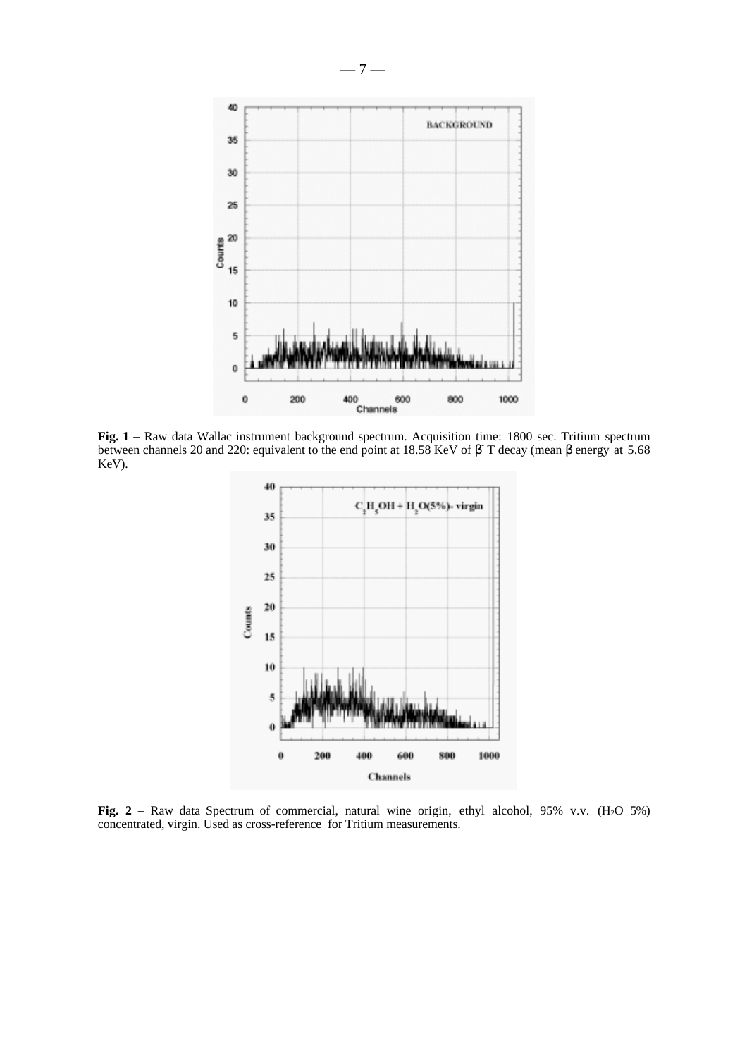**Fig. 1 –** Raw data Wallac instrument background spectrum. Acquisition time: 1800 sec. Tritium spectrum between channels 20 and 220: equivalent to the end point at 18.58 KeV of $\beta^-$ T decay (mean $\beta$ energy at 5.68 KeV).

**Fig. 2 –** Raw data Spectrum of commercial, natural wine origin, ethyl alcohol, 95% v.v. ($H_2O$ 5%) concentrated, virgin. Used as cross-reference for Tritium measurements.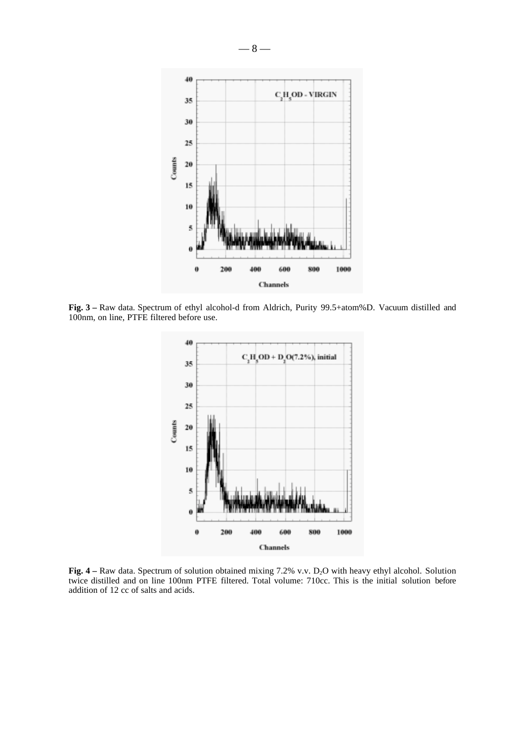**Fig. 3 –** Raw data. Spectrum of ethyl alcohol-d from Aldrich, Purity 99.5+atom%D. Vacuum distilled and 100nm, on line, PTFE filtered before use.

**Fig. 4 –** Raw data. Spectrum of solution obtained mixing 7.2% v.v. $D_2O$ with heavy ethyl alcohol. Solution twice distilled and on line 100nm PTFE filtered. Total volume: 710cc. This is the initial solution before addition of 12 cc of salts and acids.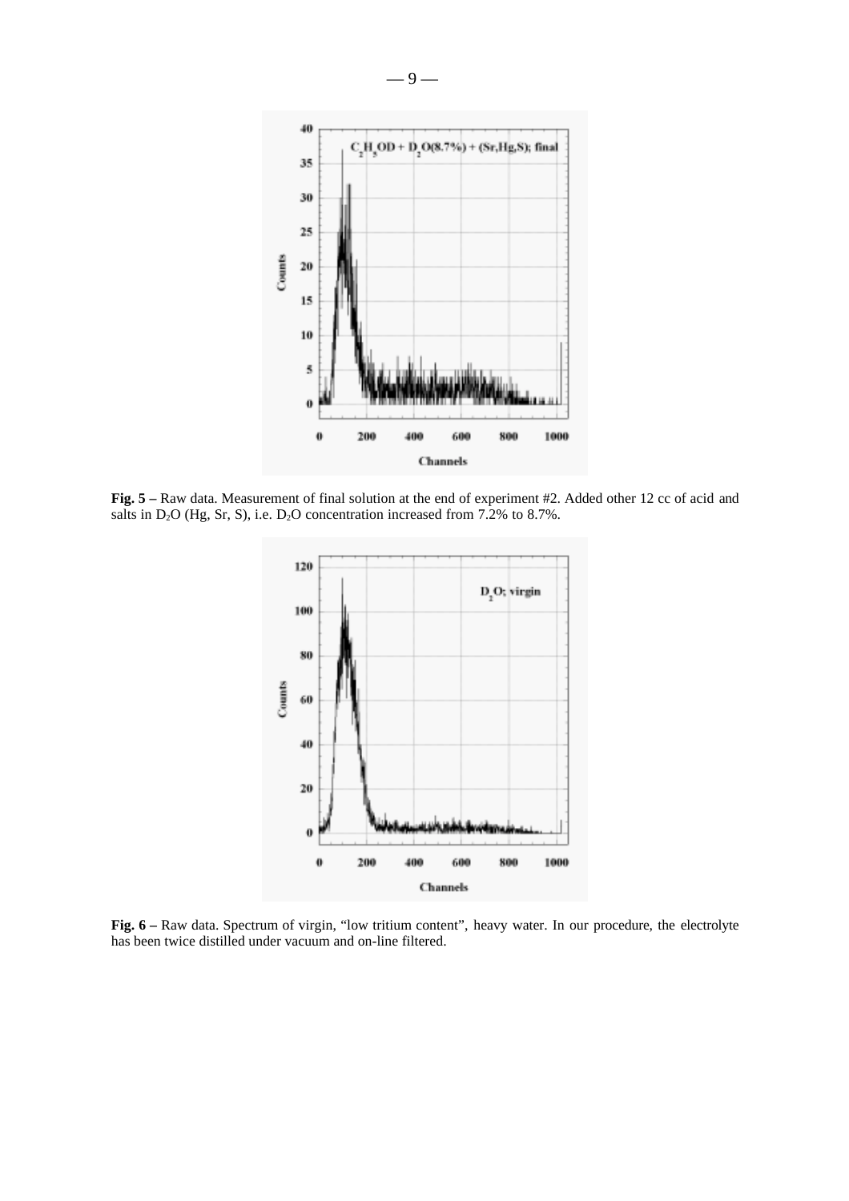**Fig. 5 –** Raw data. Measurement of final solution at the end of experiment #2. Added other 12 cc of acid and salts in $D_2O$ (Hg, Sr, S), i.e. $D_2O$ concentration increased from 7.2% to 8.7%.

**Fig. 6 –** Raw data. Spectrum of virgin, "low tritium content", heavy water. In our procedure, the electrolyte has been twice distilled under vacuum and on-line filtered.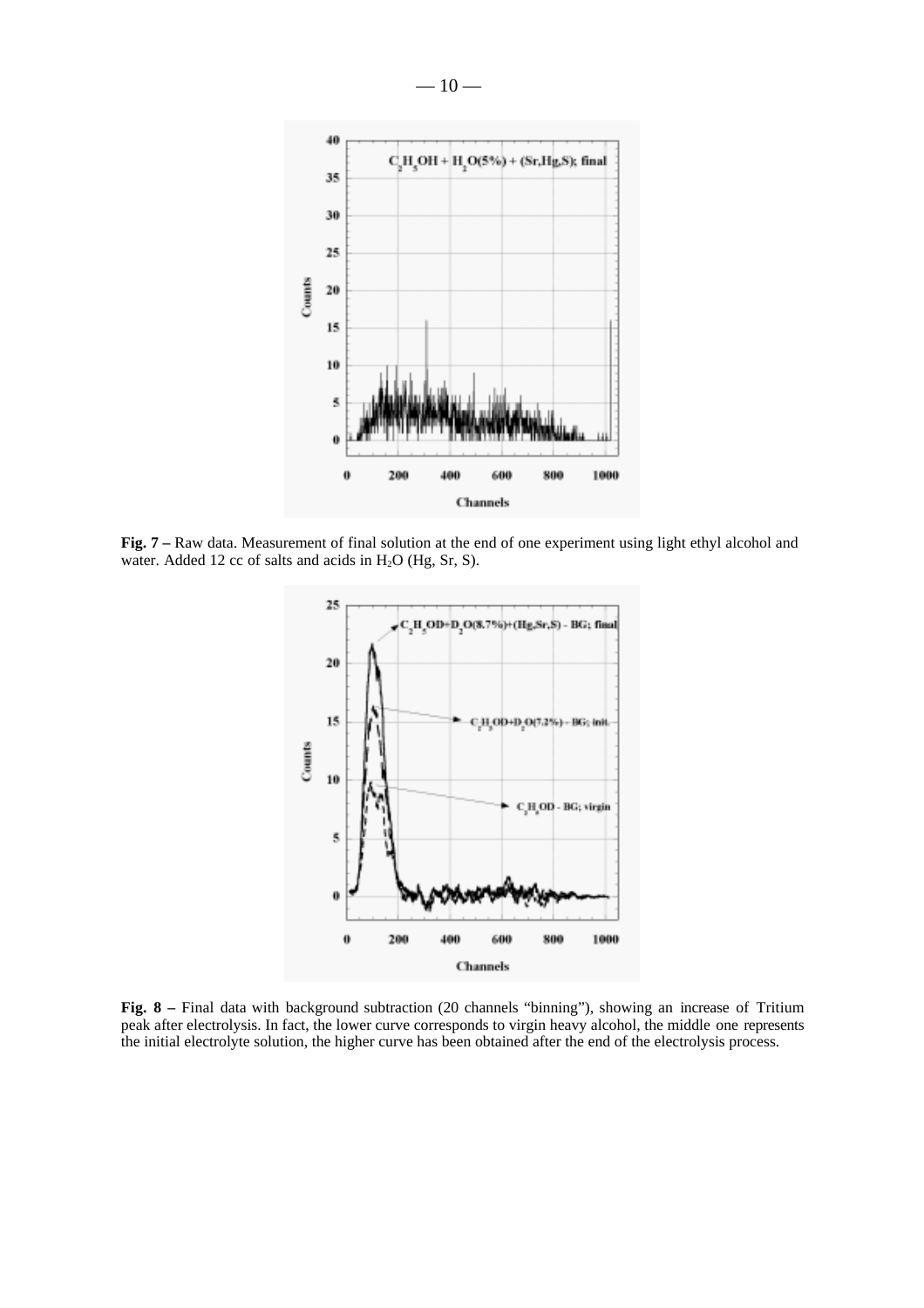40

35

30

25

20

15

10

5

0

0 200 400 600 800 1000

Counts

Channels

$C_2H_5OH + H_2O(5\%) + (Sr,Hg,S)$; final

**Fig. 7 –** Raw data. Measurement of final solution at the end of one experiment using light ethyl alcohol and water. Added 12 cc of salts and acids in $H_2O$ (Hg, Sr, S).

25

20

15

10

5

0

0 200 400 600 800 1000

Counts

Channels

$C_2H_5OD+D_2O(8.7\%)+(Hg,Sr,S)$ - BG; final

$C_2H_5OD+D_2O(7.2\%)$ - BG; init.

$C_2H_5OD$ - BG; virgin

**Fig. 8 –** Final data with background subtraction (20 channels "binning"), showing an increase of Tritium peak after electrolysis. In fact, the lower curve corresponds to virgin heavy alcohol, the middle one represents the initial electrolyte solution, the higher curve has been obtained after the end of the electrolysis process.